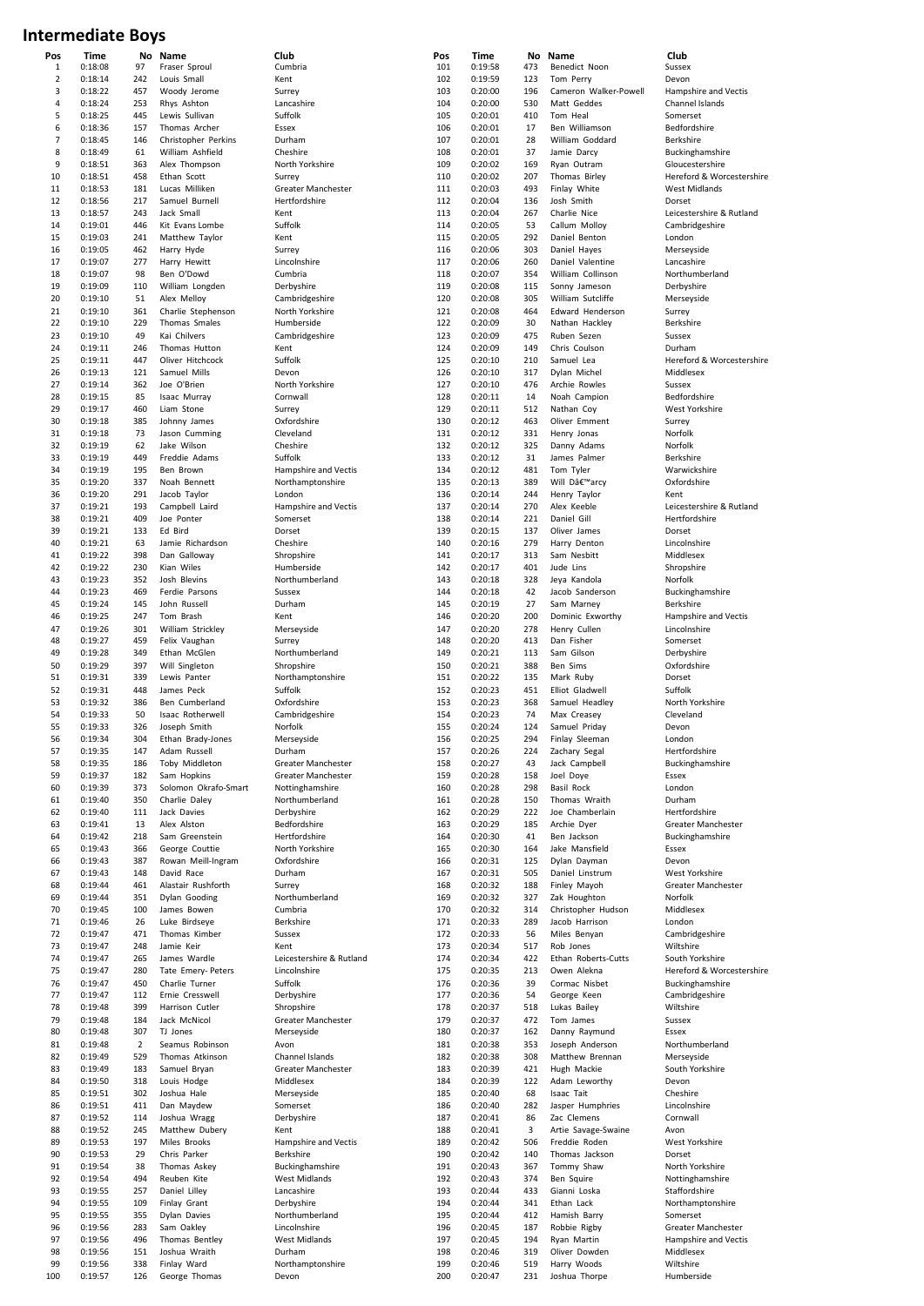# Intermediate Boys

| Pos | Time | No | Name | Club |
|---|---|---|---|---|
| 1 | 0:18:08 | 97 | Fraser Sproul | Cumbria |
| 2 | 0:18:14 | 242 | Louis Small | Kent |
| 3 | 0:18:22 | 457 | Woody Jerome | Surrey |
| 4 | 0:18:24 | 253 | Rhys Ashton | Lancashire |
| 5 | 0:18:25 | 445 | Lewis Sullivan | Suffolk |
| 6 | 0:18:36 | 157 | Thomas Archer | Essex |
| 7 | 0:18:45 | 146 | Christopher Perkins | Durham |
| 8 | 0:18:49 | 61 | William Ashfield | Cheshire |
| 9 | 0:18:51 | 363 | Alex Thompson | North Yorkshire |
| 10 | 0:18:51 | 458 | Ethan Scott | Surrey |
| 11 | 0:18:53 | 181 | Lucas Milliken | Greater Manchester |
| 12 | 0:18:56 | 217 | Samuel Burnell | Hertfordshire |
| 13 | 0:18:57 | 243 | Jack Small | Kent |
| 14 | 0:19:01 | 446 | Kit Evans Lombe | Suffolk |
| 15 | 0:19:03 | 241 | Matthew Taylor | Kent |
| 16 | 0:19:05 | 462 | Harry Hyde | Surrey |
| 17 | 0:19:07 | 277 | Harry Hewitt | Lincolnshire |
| 18 | 0:19:07 | 98 | Ben O'Dowd | Cumbria |
| 19 | 0:19:09 | 110 | William Longden | Derbyshire |
| 20 | 0:19:10 | 51 | Alex Melloy | Cambridgeshire |
| 21 | 0:19:10 | 361 | Charlie Stephenson | North Yorkshire |
| 22 | 0:19:10 | 229 | Thomas Smales | Humberside |
| 23 | 0:19:10 | 49 | Kai Chilvers | Cambridgeshire |
| 24 | 0:19:11 | 246 | Thomas Hutton | Kent |
| 25 | 0:19:11 | 447 | Oliver Hitchcock | Suffolk |
| 26 | 0:19:13 | 121 | Samuel Mills | Devon |
| 27 | 0:19:14 | 362 | Joe O'Brien | North Yorkshire |
| 28 | 0:19:15 | 85 | Isaac Murray | Cornwall |
| 29 | 0:19:17 | 460 | Liam Stone | Surrey |
| 30 | 0:19:18 | 385 | Johnny James | Oxfordshire |
| 31 | 0:19:18 | 73 | Jason Cumming | Cleveland |
| 32 | 0:19:19 | 62 | Jake Wilson | Cheshire |
| 33 | 0:19:19 | 449 | Freddie Adams | Suffolk |
| 34 | 0:19:19 | 195 | Ben Brown | Hampshire and Vectis |
| 35 | 0:19:20 | 337 | Noah Bennett | Northamptonshire |
| 36 | 0:19:20 | 291 | Jacob Taylor | London |
| 37 | 0:19:21 | 193 | Campbell Laird | Hampshire and Vectis |
| 38 | 0:19:21 | 409 | Joe Ponter | Somerset |
| 39 | 0:19:21 | 133 | Ed Bird | Dorset |
| 40 | 0:19:21 | 63 | Jamie Richardson | Cheshire |
| 41 | 0:19:22 | 398 | Dan Galloway | Shropshire |
| 42 | 0:19:22 | 230 | Kian Wiles | Humberside |
| 43 | 0:19:23 | 352 | Josh Blevins | Northumberland |
| 44 | 0:19:23 | 469 | Ferdie Parsons | Sussex |
| 45 | 0:19:24 | 145 | John Russell | Durham |
| 46 | 0:19:25 | 247 | Tom Brash | Kent |
| 47 | 0:19:26 | 301 | William Strickley | Merseyside |
| 48 | 0:19:27 | 459 | Felix Vaughan | Surrey |
| 49 | 0:19:28 | 349 | Ethan McGlen | Northumberland |
| 50 | 0:19:29 | 397 | Will Singleton | Shropshire |
| 51 | 0:19:31 | 339 | Lewis Panter | Northamptonshire |
| 52 | 0:19:31 | 448 | James Peck | Suffolk |
| 53 | 0:19:32 | 386 | Ben Cumberland | Oxfordshire |
| 54 | 0:19:33 | 50 | Isaac Rotherwell | Cambridgeshire |
| 55 | 0:19:33 | 326 | Joseph Smith | Norfolk |
| 56 | 0:19:34 | 304 | Ethan Brady-Jones | Merseyside |
| 57 | 0:19:35 | 147 | Adam Russell | Durham |
| 58 | 0:19:35 | 186 | Toby Middleton | Greater Manchester |
| 59 | 0:19:37 | 182 | Sam Hopkins | Greater Manchester |
| 60 | 0:19:39 | 373 | Solomon Okrafo-Smart | Nottinghamshire |
| 61 | 0:19:40 | 350 | Charlie Daley | Northumberland |
| 62 | 0:19:40 | 111 | Jack Davies | Derbyshire |
| 63 | 0:19:41 | 13 | Alex Alston | Bedfordshire |
| 64 | 0:19:42 | 218 | Sam Greenstein | Hertfordshire |
| 65 | 0:19:43 | 366 | George Couttie | North Yorkshire |
| 66 | 0:19:43 | 387 | Rowan Meill-Ingram | Oxfordshire |
| 67 | 0:19:43 | 148 | David Race | Durham |
| 68 | 0:19:44 | 461 | Alastair Rushforth | Surrey |
| 69 | 0:19:44 | 351 | Dylan Gooding | Northumberland |
| 70 | 0:19:45 | 100 | James Bowen | Cumbria |
| 71 | 0:19:46 | 26 | Luke Birdseye | Berkshire |
| 72 | 0:19:47 | 471 | Thomas Kimber | Sussex |
| 73 | 0:19:47 | 248 | Jamie Keir | Kent |
| 74 | 0:19:47 | 265 | James Wardle | Leicestershire & Rutland |
| 75 | 0:19:47 | 280 | Tate Emery- Peters | Lincolnshire |
| 76 | 0:19:47 | 450 | Charlie Turner | Suffolk |
| 77 | 0:19:47 | 112 | Ernie Cresswell | Derbyshire |
| 78 | 0:19:48 | 399 | Harrison Cutler | Shropshire |
| 79 | 0:19:48 | 184 | Jack McNicol | Greater Manchester |
| 80 | 0:19:48 | 307 | TJ Jones | Merseyside |
| 81 | 0:19:48 | 2 | Seamus Robinson | Avon |
| 82 | 0:19:49 | 529 | Thomas Atkinson | Channel Islands |
| 83 | 0:19:49 | 183 | Samuel Bryan | Greater Manchester |
| 84 | 0:19:50 | 318 | Louis Hodge | Middlesex |
| 85 | 0:19:51 | 302 | Joshua Hale | Merseyside |
| 86 | 0:19:51 | 411 | Dan Maydew | Somerset |
| 87 | 0:19:52 | 114 | Joshua Wragg | Derbyshire |
| 88 | 0:19:52 | 245 | Matthew Dubery | Kent |
| 89 | 0:19:53 | 197 | Miles Brooks | Hampshire and Vectis |
| 90 | 0:19:53 | 29 | Chris Parker | Berkshire |
| 91 | 0:19:54 | 38 | Thomas Askey | Buckinghamshire |
| 92 | 0:19:54 | 494 | Reuben Kite | West Midlands |
| 93 | 0:19:55 | 257 | Daniel Lilley | Lancashire |
| 94 | 0:19:55 | 109 | Finlay Grant | Derbyshire |
| 95 | 0:19:55 | 355 | Dylan Davies | Northumberland |
| 96 | 0:19:56 | 283 | Sam Oakley | Lincolnshire |
| 97 | 0:19:56 | 496 | Thomas Bentley | West Midlands |
| 98 | 0:19:56 | 151 | Joshua Wraith | Durham |
| 99 | 0:19:56 | 338 | Finlay Ward | Northamptonshire |
| 100 | 0:19:57 | 126 | George Thomas | Devon |
| 101 | 0:19:58 | 473 | Benedict Noon | Sussex |
| 102 | 0:19:59 | 123 | Tom Perry | Devon |
| 103 | 0:20:00 | 196 | Cameron Walker-Powell | Hampshire and Vectis |
| 104 | 0:20:00 | 530 | Matt Geddes | Channel Islands |
| 105 | 0:20:01 | 410 | Tom Heal | Somerset |
| 106 | 0:20:01 | 17 | Ben Williamson | Bedfordshire |
| 107 | 0:20:01 | 28 | William Goddard | Berkshire |
| 108 | 0:20:01 | 37 | Jamie Darcy | Buckinghamshire |
| 109 | 0:20:02 | 169 | Ryan Outram | Gloucestershire |
| 110 | 0:20:02 | 207 | Thomas Birley | Hereford & Worcestershire |
| 111 | 0:20:03 | 493 | Finlay White | West Midlands |
| 112 | 0:20:04 | 136 | Josh Smith | Dorset |
| 113 | 0:20:04 | 267 | Charlie Nice | Leicestershire & Rutland |
| 114 | 0:20:05 | 53 | Callum Molloy | Cambridgeshire |
| 115 | 0:20:05 | 292 | Daniel Benton | London |
| 116 | 0:20:06 | 303 | Daniel Hayes | Merseyside |
| 117 | 0:20:06 | 260 | Daniel Valentine | Lancashire |
| 118 | 0:20:07 | 354 | William Collinson | Northumberland |
| 119 | 0:20:08 | 115 | Sonny Jameson | Derbyshire |
| 120 | 0:20:08 | 305 | William Sutcliffe | Merseyside |
| 121 | 0:20:08 | 464 | Edward Henderson | Surrey |
| 122 | 0:20:09 | 30 | Nathan Hackley | Berkshire |
| 123 | 0:20:09 | 475 | Ruben Sezen | Sussex |
| 124 | 0:20:09 | 149 | Chris Coulson | Durham |
| 125 | 0:20:10 | 210 | Samuel Lea | Hereford & Worcestershire |
| 126 | 0:20:10 | 317 | Dylan Michel | Middlesex |
| 127 | 0:20:10 | 476 | Archie Rowles | Sussex |
| 128 | 0:20:10 | 14 | Noah Campion | Bedfordshire |
| 129 | 0:20:11 | 512 | Nathan Coy | West Yorkshire |
| 130 | 0:20:12 | 463 | Oliver Emment | Surrey |
| 131 | 0:20:12 | 331 | Henry Jonas | Norfolk |
| 132 | 0:20:12 | 325 | Danny Adams | Norfolk |
| 133 | 0:20:12 | 31 | James Palmer | Berkshire |
| 134 | 0:20:12 | 481 | Tom Tyler | Warwickshire |
| 135 | 0:20:13 | 389 | Will Dâ€™arcy | Oxfordshire |
| 136 | 0:20:14 | 244 | Henry Taylor | Kent |
| 137 | 0:20:14 | 270 | Alex Keeble | Leicestershire & Rutland |
| 138 | 0:20:14 | 221 | Daniel Gill | Hertfordshire |
| 139 | 0:20:15 | 137 | Oliver James | Dorset |
| 140 | 0:20:16 | 279 | Harry Denton | Lincolnshire |
| 141 | 0:20:17 | 313 | Sam Nesbitt | Middlesex |
| 142 | 0:20:17 | 401 | Jude Lins | Shropshire |
| 143 | 0:20:18 | 328 | Jeya Kandola | Norfolk |
| 144 | 0:20:18 | 42 | Jacob Sanderson | Buckinghamshire |
| 145 | 0:20:19 | 27 | Sam Marney | Berkshire |
| 146 | 0:20:20 | 200 | Dominic Exworthy | Hampshire and Vectis |
| 147 | 0:20:20 | 278 | Henry Cullen | Lincolnshire |
| 148 | 0:20:20 | 413 | Dan Fisher | Somerset |
| 149 | 0:20:21 | 113 | Sam Gilson | Derbyshire |
| 150 | 0:20:21 | 388 | Ben Sims | Oxfordshire |
| 151 | 0:20:22 | 135 | Mark Ruby | Dorset |
| 152 | 0:20:23 | 451 | Elliot Gladwell | Suffolk |
| 153 | 0:20:23 | 368 | Samuel Headley | North Yorkshire |
| 154 | 0:20:23 | 74 | Max Creasey | Cleveland |
| 155 | 0:20:24 | 124 | Samuel Priday | Devon |
| 156 | 0:20:25 | 294 | Finlay Sleeman | London |
| 157 | 0:20:26 | 224 | Zachary Segal | Hertfordshire |
| 158 | 0:20:27 | 43 | Jack Campbell | Buckinghamshire |
| 159 | 0:20:28 | 158 | Joel Doye | Essex |
| 160 | 0:20:28 | 298 | Basil Rock | London |
| 161 | 0:20:28 | 150 | Thomas Wraith | Durham |
| 162 | 0:20:29 | 222 | Joe Chamberlain | Hertfordshire |
| 163 | 0:20:29 | 185 | Archie Dyer | Greater Manchester |
| 164 | 0:20:30 | 41 | Ben Jackson | Buckinghamshire |
| 165 | 0:20:30 | 164 | Jake Mansfield | Essex |
| 166 | 0:20:31 | 125 | Dylan Dayman | Devon |
| 167 | 0:20:31 | 505 | Daniel Linstrum | West Yorkshire |
| 168 | 0:20:32 | 188 | Finley Mayoh | Greater Manchester |
| 169 | 0:20:32 | 327 | Zak Houghton | Norfolk |
| 170 | 0:20:32 | 314 | Christopher Hudson | Middlesex |
| 171 | 0:20:33 | 289 | Jacob Harrison | London |
| 172 | 0:20:33 | 56 | Miles Benyan | Cambridgeshire |
| 173 | 0:20:34 | 517 | Rob Jones | Wiltshire |
| 174 | 0:20:34 | 422 | Ethan Roberts-Cutts | South Yorkshire |
| 175 | 0:20:35 | 213 | Owen Alekna | Hereford & Worcestershire |
| 176 | 0:20:36 | 39 | Cormac Nisbet | Buckinghamshire |
| 177 | 0:20:36 | 54 | George Keen | Cambridgeshire |
| 178 | 0:20:37 | 518 | Lukas Bailey | Wiltshire |
| 179 | 0:20:37 | 472 | Tom James | Sussex |
| 180 | 0:20:37 | 162 | Danny Raymund | Essex |
| 181 | 0:20:38 | 353 | Joseph Anderson | Northumberland |
| 182 | 0:20:38 | 308 | Matthew Brennan | Merseyside |
| 183 | 0:20:39 | 421 | Hugh Mackie | South Yorkshire |
| 184 | 0:20:39 | 122 | Adam Leworthy | Devon |
| 185 | 0:20:40 | 68 | Isaac Tait | Cheshire |
| 186 | 0:20:40 | 282 | Jasper Humphries | Lincolnshire |
| 187 | 0:20:41 | 86 | Zac Clemens | Cornwall |
| 188 | 0:20:41 | 3 | Artie Savage-Swaine | Avon |
| 189 | 0:20:42 | 506 | Freddie Roden | West Yorkshire |
| 190 | 0:20:42 | 140 | Thomas Jackson | Dorset |
| 191 | 0:20:43 | 367 | Tommy Shaw | North Yorkshire |
| 192 | 0:20:43 | 374 | Ben Squire | Nottinghamshire |
| 193 | 0:20:44 | 433 | Gianni Loska | Staffordshire |
| 194 | 0:20:44 | 341 | Ethan Lack | Northamptonshire |
| 195 | 0:20:44 | 412 | Hamish Barry | Somerset |
| 196 | 0:20:45 | 187 | Robbie Rigby | Greater Manchester |
| 197 | 0:20:45 | 194 | Ryan Martin | Hampshire and Vectis |
| 198 | 0:20:46 | 319 | Oliver Dowden | Middlesex |
| 199 | 0:20:46 | 519 | Harry Woods | Wiltshire |
| 200 | 0:20:47 | 231 | Joshua Thorpe | Humberside |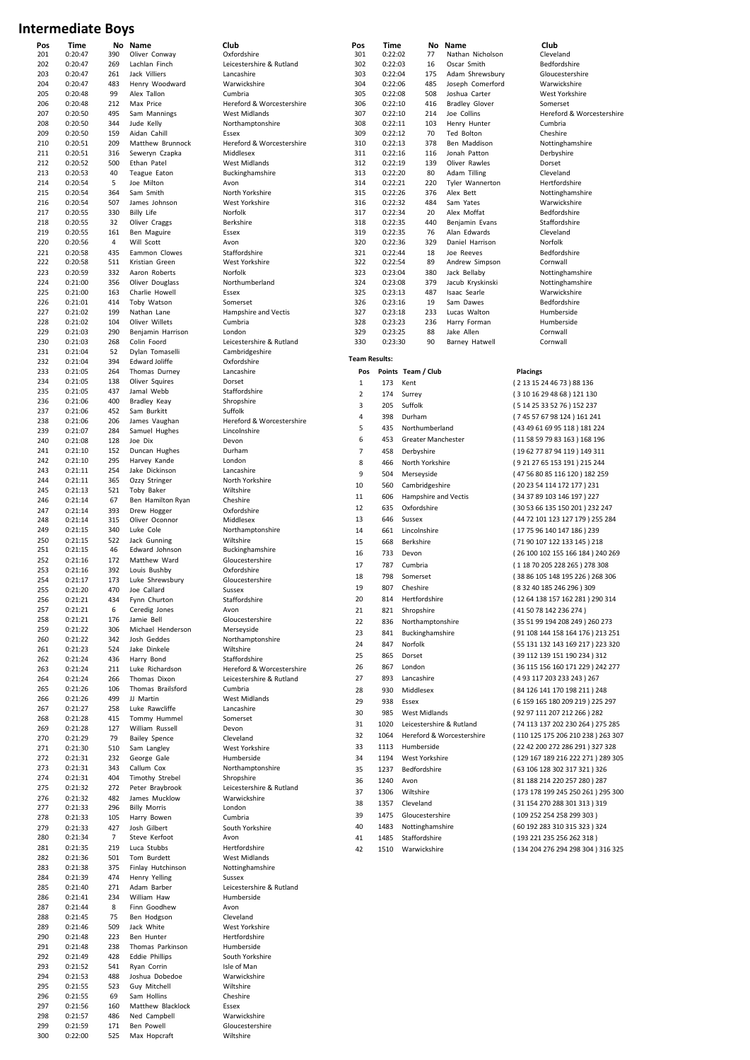# Intermediate Boys

| Pos | Time | No | Name | Club |
|---|---|---|---|---|
| 201 | 0:20:47 | 390 | Oliver Conway | Oxfordshire |
| 202 | 0:20:47 | 269 | Lachlan Finch | Leicestershire & Rutland |
| 203 | 0:20:47 | 261 | Jack Villiers | Lancashire |
| 204 | 0:20:47 | 483 | Henry Woodward | Warwickshire |
| 205 | 0:20:48 | 99 | Alex Tallon | Cumbria |
| 206 | 0:20:48 | 212 | Max Price | Hereford & Worcestershire |
| 207 | 0:20:50 | 495 | Sam Mannings | West Midlands |
| 208 | 0:20:50 | 344 | Jude Kelly | Northamptonshire |
| 209 | 0:20:50 | 159 | Aidan Cahill | Essex |
| 210 | 0:20:51 | 209 | Matthew Brunnock | Hereford & Worcestershire |
| 211 | 0:20:51 | 316 | Seweryn Czapka | Middlesex |
| 212 | 0:20:52 | 500 | Ethan Patel | West Midlands |
| 213 | 0:20:53 | 40 | Teague Eaton | Buckinghamshire |
| 214 | 0:20:54 | 5 | Joe Milton | Avon |
| 215 | 0:20:54 | 364 | Sam Smith | North Yorkshire |
| 216 | 0:20:54 | 507 | James Johnson | West Yorkshire |
| 217 | 0:20:55 | 330 | Billy Life | Norfolk |
| 218 | 0:20:55 | 32 | Oliver Craggs | Berkshire |
| 219 | 0:20:55 | 161 | Ben Maguire | Essex |
| 220 | 0:20:56 | 4 | Will Scott | Avon |
| 221 | 0:20:58 | 435 | Eammon Clowes | Staffordshire |
| 222 | 0:20:58 | 511 | Kristian Green | West Yorkshire |
| 223 | 0:20:59 | 332 | Aaron Roberts | Norfolk |
| 224 | 0:21:00 | 356 | Oliver Douglass | Northumberland |
| 225 | 0:21:00 | 163 | Charlie Howell | Essex |
| 226 | 0:21:01 | 414 | Toby Watson | Somerset |
| 227 | 0:21:02 | 199 | Nathan Lane | Hampshire and Vectis |
| 228 | 0:21:02 | 104 | Oliver Willets | Cumbria |
| 229 | 0:21:03 | 290 | Benjamin Harrison | London |
| 230 | 0:21:03 | 268 | Colin Foord | Leicestershire & Rutland |
| 231 | 0:21:04 | 52 | Dylan Tomaselli | Cambridgeshire |
| 232 | 0:21:04 | 394 | Edward Joliffe | Oxfordshire |
| 233 | 0:21:05 | 264 | Thomas Durney | Lancashire |
| 234 | 0:21:05 | 138 | Oliver Squires | Dorset |
| 235 | 0:21:05 | 437 | Jamal Webb | Staffordshire |
| 236 | 0:21:06 | 400 | Bradley Keay | Shropshire |
| 237 | 0:21:06 | 452 | Sam Burkitt | Suffolk |
| 238 | 0:21:06 | 206 | James Vaughan | Hereford & Worcestershire |
| 239 | 0:21:07 | 284 | Samuel Hughes | Lincolnshire |
| 240 | 0:21:08 | 128 | Joe Dix | Devon |
| 241 | 0:21:10 | 152 | Duncan Hughes | Durham |
| 242 | 0:21:10 | 295 | Harvey Kande | London |
| 243 | 0:21:11 | 254 | Jake Dickinson | Lancashire |
| 244 | 0:21:11 | 365 | Ozzy Stringer | North Yorkshire |
| 245 | 0:21:13 | 521 | Toby Baker | Wiltshire |
| 246 | 0:21:14 | 67 | Ben Hamilton Ryan | Cheshire |
| 247 | 0:21:14 | 393 | Drew Hogger | Oxfordshire |
| 248 | 0:21:14 | 315 | Oliver Oconnor | Middlesex |
| 249 | 0:21:15 | 340 | Luke Cole | Northamptonshire |
| 250 | 0:21:15 | 522 | Jack Gunning | Wiltshire |
| 251 | 0:21:15 | 46 | Edward Johnson | Buckinghamshire |
| 252 | 0:21:16 | 172 | Matthew Ward | Gloucestershire |
| 253 | 0:21:16 | 392 | Louis Bushby | Oxfordshire |
| 254 | 0:21:17 | 173 | Luke Shrewsbury | Gloucestershire |
| 255 | 0:21:20 | 470 | Joe Callard | Sussex |
| 256 | 0:21:21 | 434 | Fynn Churton | Staffordshire |
| 257 | 0:21:21 | 6 | Ceredig Jones | Avon |
| 258 | 0:21:21 | 176 | Jamie Bell | Gloucestershire |
| 259 | 0:21:22 | 306 | Michael Henderson | Merseyside |
| 260 | 0:21:22 | 342 | Josh Geddes | Northamptonshire |
| 261 | 0:21:23 | 524 | Jake Dinkele | Wiltshire |
| 262 | 0:21:24 | 436 | Harry Bond | Staffordshire |
| 263 | 0:21:24 | 211 | Luke Richardson | Hereford & Worcestershire |
| 264 | 0:21:24 | 266 | Thomas Dixon | Leicestershire & Rutland |
| 265 | 0:21:26 | 106 | Thomas Brailsford | Cumbria |
| 266 | 0:21:26 | 499 | JJ Martin | West Midlands |
| 267 | 0:21:27 | 258 | Luke Rawcliffe | Lancashire |
| 268 | 0:21:28 | 415 | Tommy Hummel | Somerset |
| 269 | 0:21:28 | 127 | William Russell | Devon |
| 270 | 0:21:29 | 79 | Bailey Spence | Cleveland |
| 271 | 0:21:30 | 510 | Sam Langley | West Yorkshire |
| 272 | 0:21:31 | 232 | George Gale | Humberside |
| 273 | 0:21:31 | 343 | Callum Cox | Northamptonshire |
| 274 | 0:21:31 | 404 | Timothy Strebel | Shropshire |
| 275 | 0:21:32 | 272 | Peter Braybrook | Leicestershire & Rutland |
| 276 | 0:21:32 | 482 | James Mucklow | Warwickshire |
| 277 | 0:21:33 | 296 | Billy Morris | London |
| 278 | 0:21:33 | 105 | Harry Bowen | Cumbria |
| 279 | 0:21:33 | 427 | Josh Gilbert | South Yorkshire |
| 280 | 0:21:34 | 7 | Steve Kerfoot | Avon |
| 281 | 0:21:35 | 219 | Luca Stubbs | Hertfordshire |
| 282 | 0:21:36 | 501 | Tom Burdett | West Midlands |
| 283 | 0:21:38 | 375 | Finlay Hutchinson | Nottinghamshire |
| 284 | 0:21:39 | 474 | Henry Yelling | Sussex |
| 285 | 0:21:40 | 271 | Adam Barber | Leicestershire & Rutland |
| 286 | 0:21:41 | 234 | William Haw | Humberside |
| 287 | 0:21:44 | 8 | Finn Goodhew | Avon |
| 288 | 0:21:45 | 75 | Ben Hodgson | Cleveland |
| 289 | 0:21:46 | 509 | Jack White | West Yorkshire |
| 290 | 0:21:48 | 223 | Ben Hunter | Hertfordshire |
| 291 | 0:21:48 | 238 | Thomas Parkinson | Humberside |
| 292 | 0:21:49 | 428 | Eddie Phillips | South Yorkshire |
| 293 | 0:21:52 | 541 | Ryan Corrin | Isle of Man |
| 294 | 0:21:53 | 488 | Joshua Dobedoe | Warwickshire |
| 295 | 0:21:55 | 523 | Guy Mitchell | Wiltshire |
| 296 | 0:21:55 | 69 | Sam Hollins | Cheshire |
| 297 | 0:21:56 | 160 | Matthew Blacklock | Essex |
| 298 | 0:21:57 | 486 | Ned Campbell | Warwickshire |
| 299 | 0:21:59 | 171 | Ben Powell | Gloucestershire |
| 300 | 0:22:00 | 525 | Max Hopcraft | Wiltshire |
| 301 | 0:22:02 | 77 | Nathan Nicholson | Cleveland |
| 302 | 0:22:03 | 16 | Oscar Smith | Bedfordshire |
| 303 | 0:22:04 | 175 | Adam Shrewsbury | Gloucestershire |
| 304 | 0:22:06 | 485 | Joseph Comerford | Warwickshire |
| 305 | 0:22:08 | 508 | Joshua Carter | West Yorkshire |
| 306 | 0:22:10 | 416 | Bradley Glover | Somerset |
| 307 | 0:22:10 | 214 | Joe Collins | Hereford & Worcestershire |
| 308 | 0:22:11 | 103 | Henry Hunter | Cumbria |
| 309 | 0:22:12 | 70 | Ted Bolton | Cheshire |
| 310 | 0:22:13 | 378 | Ben Maddison | Nottinghamshire |
| 311 | 0:22:16 | 116 | Jonah Patton | Derbyshire |
| 312 | 0:22:19 | 139 | Oliver Rawles | Dorset |
| 313 | 0:22:20 | 80 | Adam Tilling | Cleveland |
| 314 | 0:22:21 | 220 | Tyler Wannerton | Hertfordshire |
| 315 | 0:22:26 | 376 | Alex Bett | Nottinghamshire |
| 316 | 0:22:32 | 484 | Sam Yates | Warwickshire |
| 317 | 0:22:34 | 20 | Alex Moffat | Bedfordshire |
| 318 | 0:22:35 | 440 | Benjamin Evans | Staffordshire |
| 319 | 0:22:35 | 76 | Alan Edwards | Cleveland |
| 320 | 0:22:36 | 329 | Daniel Harrison | Norfolk |
| 321 | 0:22:44 | 18 | Joe Reeves | Bedfordshire |
| 322 | 0:22:54 | 89 | Andrew Simpson | Cornwall |
| 323 | 0:23:04 | 380 | Jack Bellaby | Nottinghamshire |
| 324 | 0:23:08 | 379 | Jacub Kryskinski | Nottinghamshire |
| 325 | 0:23:13 | 487 | Isaac Searle | Warwickshire |
| 326 | 0:23:16 | 19 | Sam Dawes | Bedfordshire |
| 327 | 0:23:18 | 233 | Lucas Walton | Humberside |
| 328 | 0:23:23 | 236 | Harry Forman | Humberside |
| 329 | 0:23:25 | 88 | Jake Allen | Cornwall |
| 330 | 0:23:30 | 90 | Barney Hatwell | Cornwall |

**Team Results:**

| Pos | Points | Team / Club | Placings |
|---|---|---|---|
| 1 | 173 | Kent | ( 2 13 15 24 46 73 ) 88 136 |
| 2 | 174 | Surrey | ( 3 10 16 29 48 68 ) 121 130 |
| 3 | 205 | Suffolk | ( 5 14 25 33 52 76 ) 152 237 |
| 4 | 398 | Durham | ( 7 45 57 67 98 124 ) 161 241 |
| 5 | 435 | Northumberland | ( 43 49 61 69 95 118 ) 181 224 |
| 6 | 453 | Greater Manchester | ( 11 58 59 79 83 163 ) 168 196 |
| 7 | 458 | Derbyshire | ( 19 62 77 87 94 119 ) 149 311 |
| 8 | 466 | North Yorkshire | ( 9 21 27 65 153 191 ) 215 244 |
| 9 | 504 | Merseyside | ( 47 56 80 85 116 120 ) 182 259 |
| 10 | 560 | Cambridgeshire | ( 20 23 54 114 172 177 ) 231 |
| 11 | 606 | Hampshire and Vectis | ( 34 37 89 103 146 197 ) 227 |
| 12 | 635 | Oxfordshire | ( 30 53 66 135 150 201 ) 232 247 |
| 13 | 646 | Sussex | ( 44 72 101 123 127 179 ) 255 284 |
| 14 | 661 | Lincolnshire | ( 17 75 96 140 147 186 ) 239 |
| 15 | 668 | Berkshire | ( 71 90 107 122 133 145 ) 218 |
| 16 | 733 | Devon | ( 26 100 102 155 166 184 ) 240 269 |
| 17 | 787 | Cumbria | ( 1 18 70 205 228 265 ) 278 308 |
| 18 | 798 | Somerset | ( 38 86 105 148 195 226 ) 268 306 |
| 19 | 807 | Cheshire | ( 8 32 40 185 246 296 ) 309 |
| 20 | 814 | Hertfordshire | ( 12 64 138 157 162 281 ) 290 314 |
| 21 | 821 | Shropshire | ( 41 50 78 142 236 274 ) |
| 22 | 836 | Northamptonshire | ( 35 51 99 194 208 249 ) 260 273 |
| 23 | 841 | Buckinghamshire | ( 91 108 144 158 164 176 ) 213 251 |
| 24 | 847 | Norfolk | ( 55 131 132 143 169 217 ) 223 320 |
| 25 | 865 | Dorset | ( 39 112 139 151 190 234 ) 312 |
| 26 | 867 | London | ( 36 115 156 160 171 229 ) 242 277 |
| 27 | 893 | Lancashire | ( 4 93 117 203 233 243 ) 267 |
| 28 | 930 | Middlesex | ( 84 126 141 170 198 211 ) 248 |
| 29 | 938 | Essex | ( 6 159 165 180 209 219 ) 225 297 |
| 30 | 985 | West Midlands | ( 92 97 111 207 212 266 ) 282 |
| 31 | 1020 | Leicestershire & Rutland | ( 74 113 137 202 230 264 ) 275 285 |
| 32 | 1064 | Hereford & Worcestershire | ( 110 125 175 206 210 238 ) 263 307 |
| 33 | 1113 | Humberside | ( 22 42 200 272 286 291 ) 327 328 |
| 34 | 1194 | West Yorkshire | ( 129 167 189 216 222 271 ) 289 305 |
| 35 | 1237 | Bedfordshire | ( 63 106 128 302 317 321 ) 326 |
| 36 | 1240 | Avon | ( 81 188 214 220 257 280 ) 287 |
| 37 | 1306 | Wiltshire | ( 173 178 199 245 250 261 ) 295 300 |
| 38 | 1357 | Cleveland | ( 31 154 270 288 301 313 ) 319 |
| 39 | 1475 | Gloucestershire | ( 109 252 254 258 299 303 ) |
| 40 | 1483 | Nottinghamshire | ( 60 192 283 310 315 323 ) 324 |
| 41 | 1485 | Staffordshire | ( 193 221 235 256 262 318 ) |
| 42 | 1510 | Warwickshire | ( 134 204 276 294 298 304 ) 316 325 |